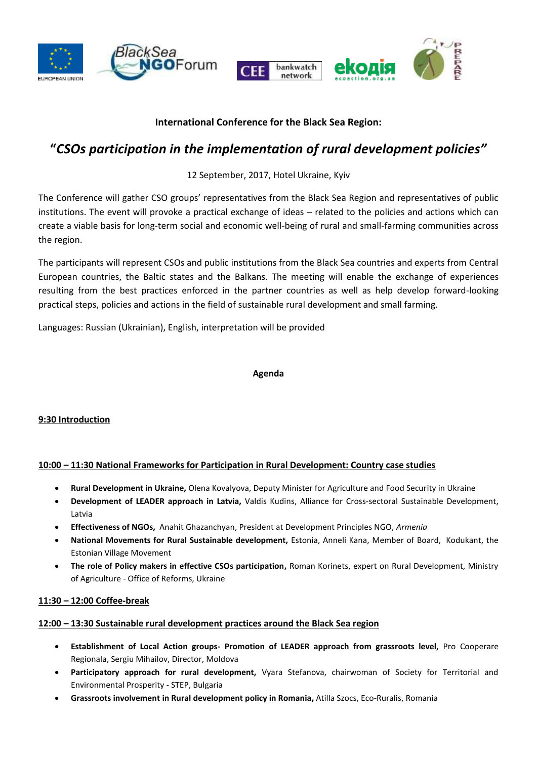**International Conference for the Black Sea Region:**

# "*CSOs participation in the implementation of rural development policies*"

12 September, 2017, Hotel Ukraine, Kyiv

The Conference will gather CSO groups' representatives from the Black Sea Region and representatives of public institutions. The event will provoke a practical exchange of ideas – related to the policies and actions which can create a viable basis for long-term social and economic well-being of rural and small-farming communities across the region.

The participants will represent CSOs and public institutions from the Black Sea countries and experts from Central European countries, the Baltic states and the Balkans. The meeting will enable the exchange of experiences resulting from the best practices enforced in the partner countries as well as help develop forward-looking practical steps, policies and actions in the field of sustainable rural development and small farming.

Languages: Russian (Ukrainian), English, interpretation will be provided

## Agenda

### 9:30 Introduction

### 10:00 – 11:30 National Frameworks for Participation in Rural Development: Country case studies

- **Rural Development in Ukraine,** Olena Kovalyova, Deputy Minister for Agriculture and Food Security in Ukraine
- **Development of LEADER approach in Latvia,** Valdis Kudins, Alliance for Cross-sectoral Sustainable Development, Latvia
- **Effectiveness of NGOs,** Anahit Ghazanchyan, President at Development Principles NGO, *Armenia*
- **National Movements for Rural Sustainable development,** Estonia, Anneli Kana, Member of Board, Kodukant, the Estonian Village Movement
- **The role of Policy makers in effective CSOs participation,** Roman Korinets, expert on Rural Development, Ministry of Agriculture - Office of Reforms, Ukraine

### 11:30 – 12:00 Coffee-break

### 12:00 – 13:30 Sustainable rural development practices around the Black Sea region

- **Establishment of Local Action groups- Promotion of LEADER approach from grassroots level,** Pro Cooperare Regionala, Sergiu Mihailov, Director, Moldova
- **Participatory approach for rural development,** Vyara Stefanova, chairwoman of Society for Territorial and Environmental Prosperity - STEP, Bulgaria
- **Grassroots involvement in Rural development policy in Romania,** Atilla Szocs, Eco-Ruralis, Romania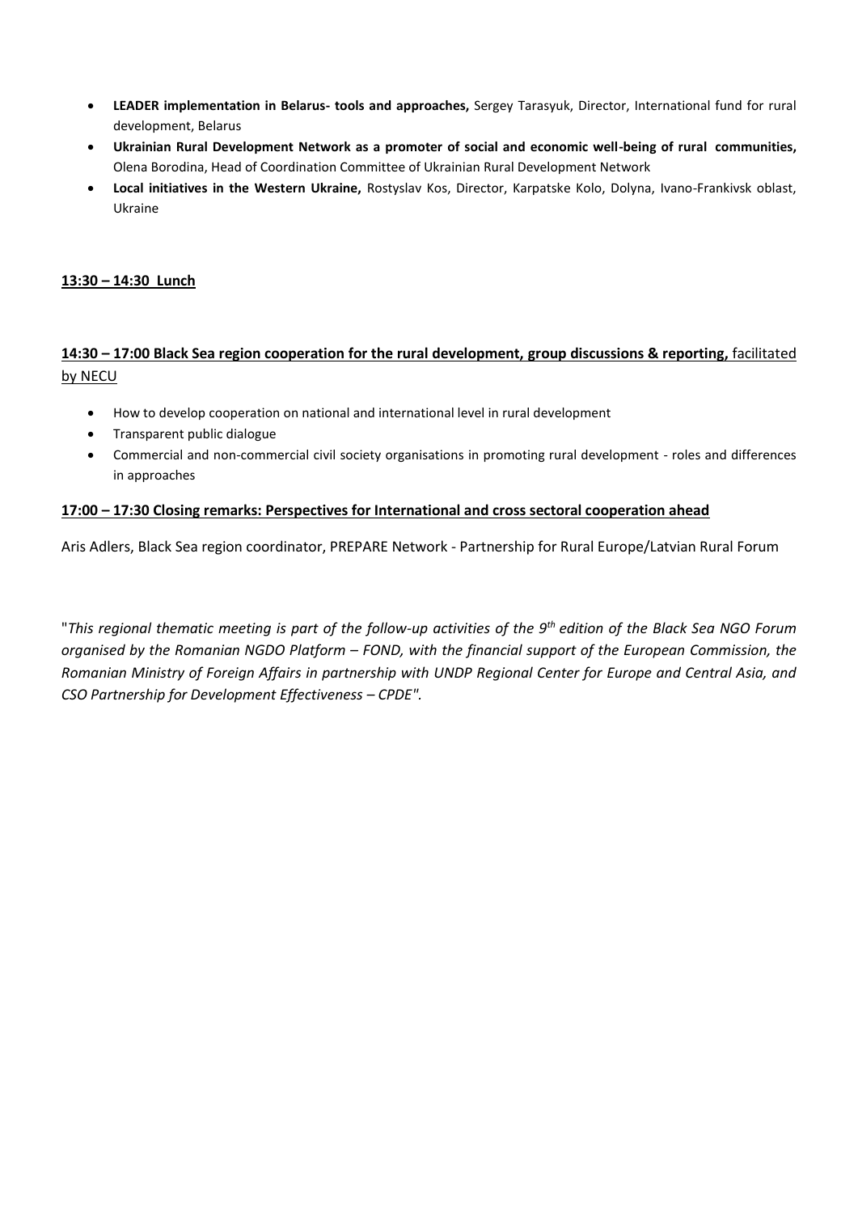- **LEADER implementation in Belarus- tools and approaches,** Sergey Tarasyuk, Director, International fund for rural development, Belarus
- **Ukrainian Rural Development Network as a promoter of social and economic well-being of rural communities,** Olena Borodina, Head of Coordination Committee of Ukrainian Rural Development Network
- **Local initiatives in the Western Ukraine,** Rostyslav Kos, Director, Karpatske Kolo, Dolyna, Ivano-Frankivsk oblast, Ukraine

**13:30 – 14:30 Lunch**

**14:30 – 17:00 Black Sea region cooperation for the rural development, group discussions & reporting,** facilitated by NECU

- How to develop cooperation on national and international level in rural development
- Transparent public dialogue
- Commercial and non-commercial civil society organisations in promoting rural development - roles and differences in approaches

**17:00 – 17:30 Closing remarks: Perspectives for International and cross sectoral cooperation ahead**

Aris Adlers, Black Sea region coordinator, PREPARE Network - Partnership for Rural Europe/Latvian Rural Forum

"*This regional thematic meeting is part of the follow-up activities of the 9th edition of the Black Sea NGO Forum organised by the Romanian NGDO Platform – FOND, with the financial support of the European Commission, the Romanian Ministry of Foreign Affairs in partnership with UNDP Regional Center for Europe and Central Asia, and CSO Partnership for Development Effectiveness – CPDE".*